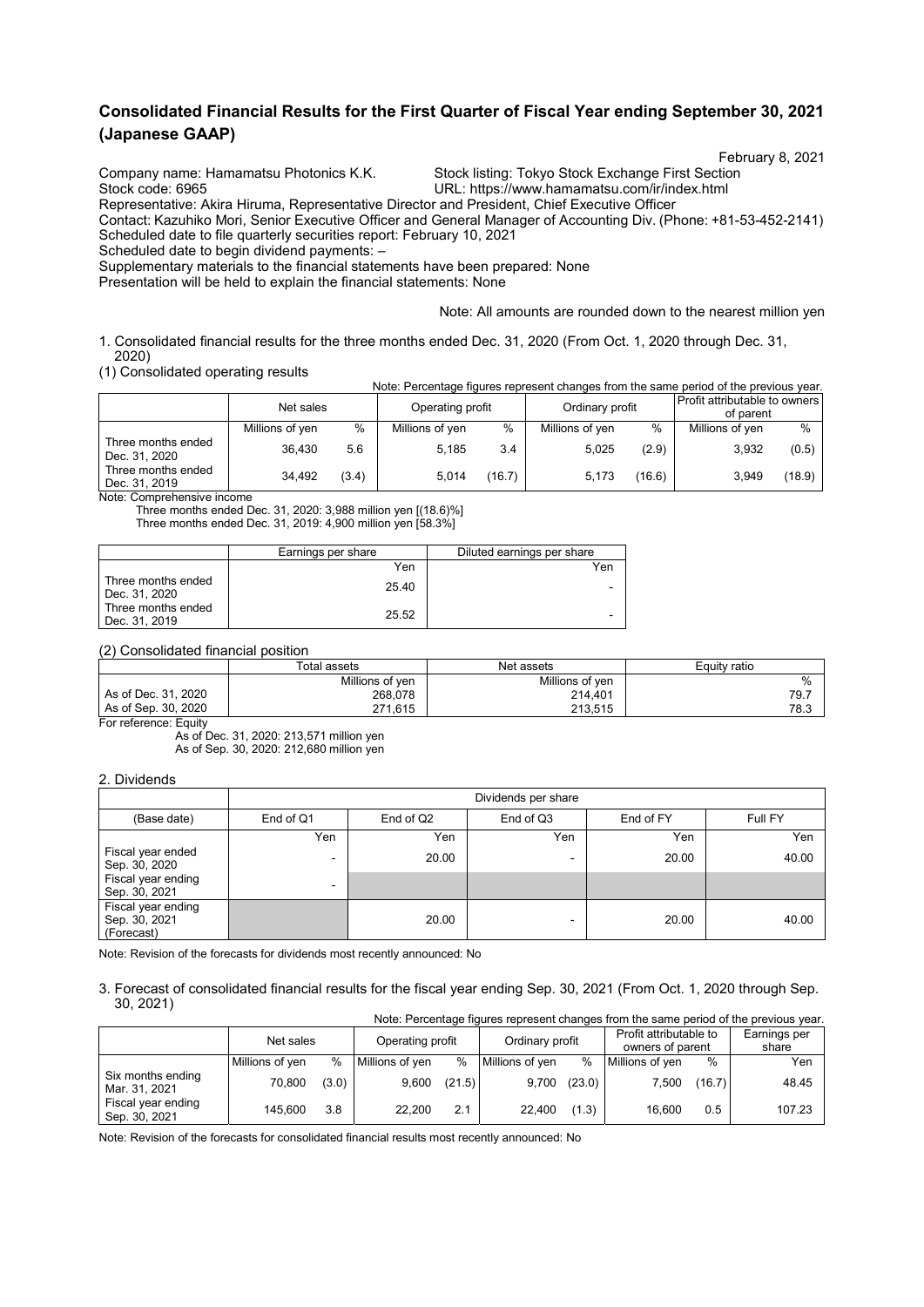# Consolidated Financial Results for the First Quarter of Fiscal Year ending September 30, 2021 (Japanese GAAP)

February 8, 2021

Company name: Hamamatsu Photonics K.K. Stock listing: Tokyo Stock Exchange First Section
Stock code: 6965 URL: https://www.hamamatsu.com/ir/index.html
Representative: Akira Hiruma, Representative Director and President, Chief Executive Officer
Contact: Kazuhiko Mori, Senior Executive Officer and General Manager of Accounting Div. (Phone: +81-53-452-2141)
Scheduled date to file quarterly securities report: February 10, 2021
Scheduled date to begin dividend payments: –
Supplementary materials to the financial statements have been prepared: None
Presentation will be held to explain the financial statements: None

Note: All amounts are rounded down to the nearest million yen

1. Consolidated financial results for the three months ended Dec. 31, 2020 (From Oct. 1, 2020 through Dec. 31, 2020)

(1) Consolidated operating results

Note: Percentage figures represent changes from the same period of the previous year.

| | Net sales | | Operating profit | | Ordinary profit | | Profit attributable to owners of parent | |
|---|---|---|---|---|---|---|---|---|
| | Millions of yen | % | Millions of yen | % | Millions of yen | % | Millions of yen | % |
| Three months ended Dec. 31, 2020 | 36,430 | 5.6 | 5,185 | 3.4 | 5,025 | (2.9) | 3,932 | (0.5) |
| Three months ended Dec. 31, 2019 | 34,492 | (3.4) | 5,014 | (16.7) | 5,173 | (16.6) | 3,949 | (18.9) |

Note: Comprehensive income
Three months ended Dec. 31, 2020: 3,988 million yen [(18.6)%]
Three months ended Dec. 31, 2019: 4,900 million yen [58.3%]

| | Earnings per share | Diluted earnings per share |
|---|---|---|
| | Yen | Yen |
| Three months ended Dec. 31, 2020 | 25.40 | - |
| Three months ended Dec. 31, 2019 | 25.52 | - |

(2) Consolidated financial position

| | Total assets | Net assets | Equity ratio |
|---|---|---|---|
| | Millions of yen | Millions of yen | % |
| As of Dec. 31, 2020 | 268,078 | 214,401 | 79.7 |
| As of Sep. 30, 2020 | 271,615 | 213,515 | 78.3 |

For reference: Equity
As of Dec. 31, 2020: 213,571 million yen
As of Sep. 30, 2020: 212,680 million yen

2. Dividends

| | Dividends per share | | | | |
|---|---|---|---|---|---|
| (Base date) | End of Q1 | End of Q2 | End of Q3 | End of FY | Full FY |
| | Yen | Yen | Yen | Yen | Yen |
| Fiscal year ended Sep. 30, 2020 | - | 20.00 | - | 20.00 | 40.00 |
| Fiscal year ending Sep. 30, 2021 | - | | | | |
| Fiscal year ending Sep. 30, 2021 (Forecast) | | 20.00 | - | 20.00 | 40.00 |

Note: Revision of the forecasts for dividends most recently announced: No

3. Forecast of consolidated financial results for the fiscal year ending Sep. 30, 2021 (From Oct. 1, 2020 through Sep. 30, 2021)

Note: Percentage figures represent changes from the same period of the previous year.

| | Net sales | | Operating profit | | Ordinary profit | | Profit attributable to owners of parent | | Earnings per share |
|---|---|---|---|---|---|---|---|---|---|
| | Millions of yen | % | Millions of yen | % | Millions of yen | % | Millions of yen | % | Yen |
| Six months ending Mar. 31, 2021 | 70,800 | (3.0) | 9,600 | (21.5) | 9,700 | (23.0) | 7,500 | (16.7) | 48.45 |
| Fiscal year ending Sep. 30, 2021 | 145,600 | 3.8 | 22,200 | 2.1 | 22,400 | (1.3) | 16,600 | 0.5 | 107.23 |

Note: Revision of the forecasts for consolidated financial results most recently announced: No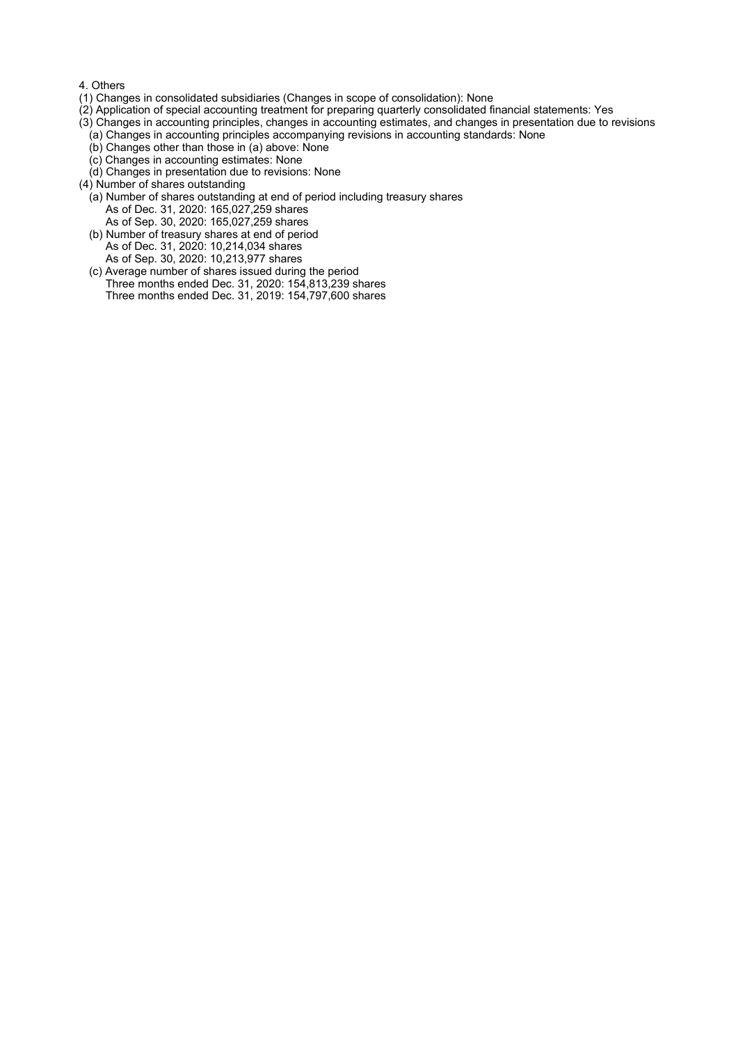4. Others

(1) Changes in consolidated subsidiaries (Changes in scope of consolidation): None

(2) Application of special accounting treatment for preparing quarterly consolidated financial statements: Yes

(3) Changes in accounting principles, changes in accounting estimates, and changes in presentation due to revisions

- (a) Changes in accounting principles accompanying revisions in accounting standards: None
- (b) Changes other than those in (a) above: None
- (c) Changes in accounting estimates: None
- (d) Changes in presentation due to revisions: None

(4) Number of shares outstanding

- (a) Number of shares outstanding at end of period including treasury shares
  - As of Dec. 31, 2020: 165,027,259 shares
  - As of Sep. 30, 2020: 165,027,259 shares
- (b) Number of treasury shares at end of period
  - As of Dec. 31, 2020: 10,214,034 shares
  - As of Sep. 30, 2020: 10,213,977 shares
- (c) Average number of shares issued during the period
  - Three months ended Dec. 31, 2020: 154,813,239 shares
  - Three months ended Dec. 31, 2019: 154,797,600 shares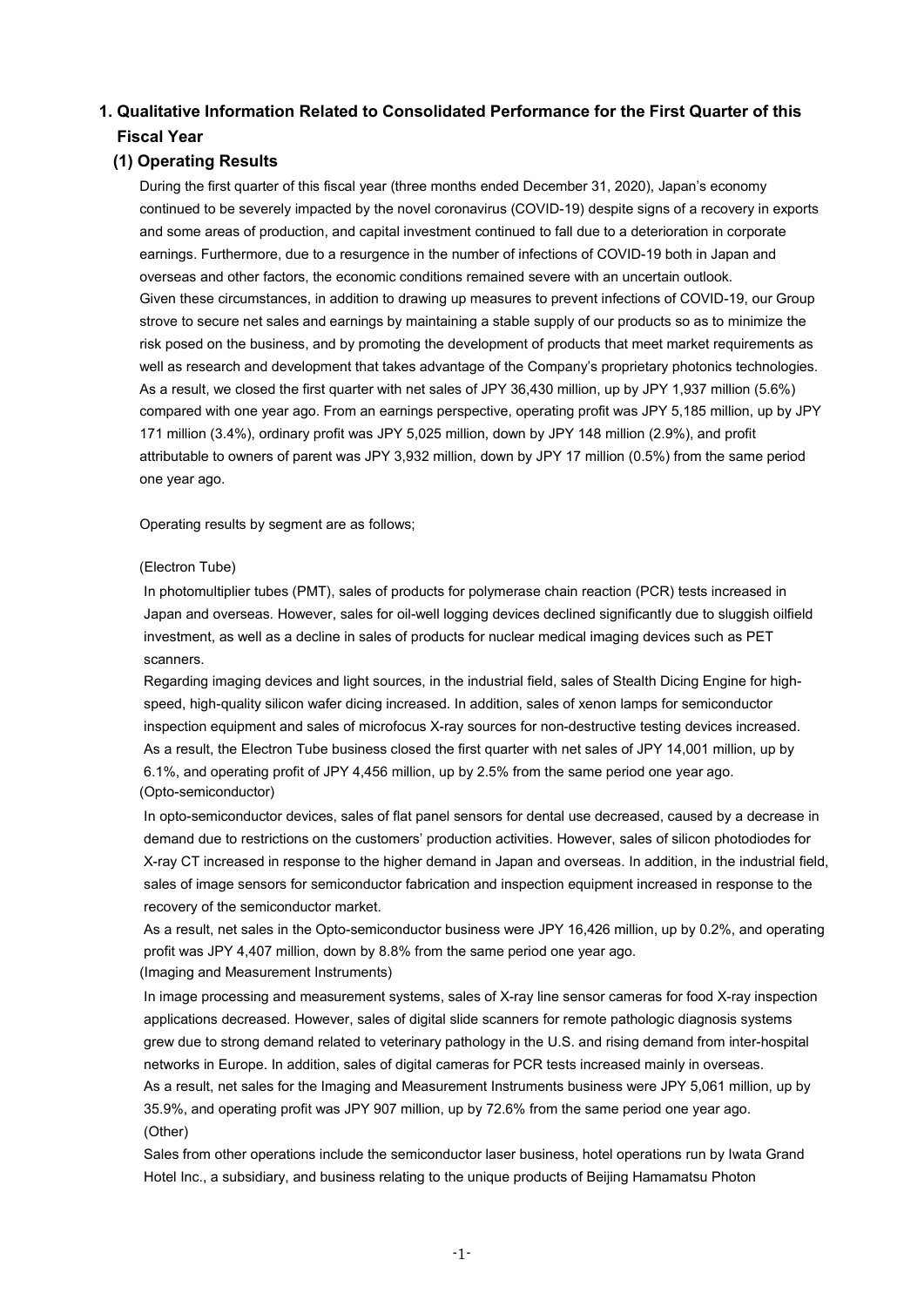## 1. Qualitative Information Related to Consolidated Performance for the First Quarter of this Fiscal Year

### (1) Operating Results

During the first quarter of this fiscal year (three months ended December 31, 2020), Japan's economy continued to be severely impacted by the novel coronavirus (COVID-19) despite signs of a recovery in exports and some areas of production, and capital investment continued to fall due to a deterioration in corporate earnings. Furthermore, due to a resurgence in the number of infections of COVID-19 both in Japan and overseas and other factors, the economic conditions remained severe with an uncertain outlook.

Given these circumstances, in addition to drawing up measures to prevent infections of COVID-19, our Group strove to secure net sales and earnings by maintaining a stable supply of our products so as to minimize the risk posed on the business, and by promoting the development of products that meet market requirements as well as research and development that takes advantage of the Company's proprietary photonics technologies.

As a result, we closed the first quarter with net sales of JPY 36,430 million, up by JPY 1,937 million (5.6%) compared with one year ago. From an earnings perspective, operating profit was JPY 5,185 million, up by JPY 171 million (3.4%), ordinary profit was JPY 5,025 million, down by JPY 148 million (2.9%), and profit attributable to owners of parent was JPY 3,932 million, down by JPY 17 million (0.5%) from the same period one year ago.

Operating results by segment are as follows;

(Electron Tube)

In photomultiplier tubes (PMT), sales of products for polymerase chain reaction (PCR) tests increased in Japan and overseas. However, sales for oil-well logging devices declined significantly due to sluggish oilfield investment, as well as a decline in sales of products for nuclear medical imaging devices such as PET scanners.

Regarding imaging devices and light sources, in the industrial field, sales of Stealth Dicing Engine for high-speed, high-quality silicon wafer dicing increased. In addition, sales of xenon lamps for semiconductor inspection equipment and sales of microfocus X-ray sources for non-destructive testing devices increased.

As a result, the Electron Tube business closed the first quarter with net sales of JPY 14,001 million, up by 6.1%, and operating profit of JPY 4,456 million, up by 2.5% from the same period one year ago.

(Opto-semiconductor)

In opto-semiconductor devices, sales of flat panel sensors for dental use decreased, caused by a decrease in demand due to restrictions on the customers' production activities. However, sales of silicon photodiodes for X-ray CT increased in response to the higher demand in Japan and overseas. In addition, in the industrial field, sales of image sensors for semiconductor fabrication and inspection equipment increased in response to the recovery of the semiconductor market.

As a result, net sales in the Opto-semiconductor business were JPY 16,426 million, up by 0.2%, and operating profit was JPY 4,407 million, down by 8.8% from the same period one year ago.

(Imaging and Measurement Instruments)

In image processing and measurement systems, sales of X-ray line sensor cameras for food X-ray inspection applications decreased. However, sales of digital slide scanners for remote pathologic diagnosis systems grew due to strong demand related to veterinary pathology in the U.S. and rising demand from inter-hospital networks in Europe. In addition, sales of digital cameras for PCR tests increased mainly in overseas.

As a result, net sales for the Imaging and Measurement Instruments business were JPY 5,061 million, up by 35.9%, and operating profit was JPY 907 million, up by 72.6% from the same period one year ago.

(Other)

Sales from other operations include the semiconductor laser business, hotel operations run by Iwata Grand Hotel Inc., a subsidiary, and business relating to the unique products of Beijing Hamamatsu Photon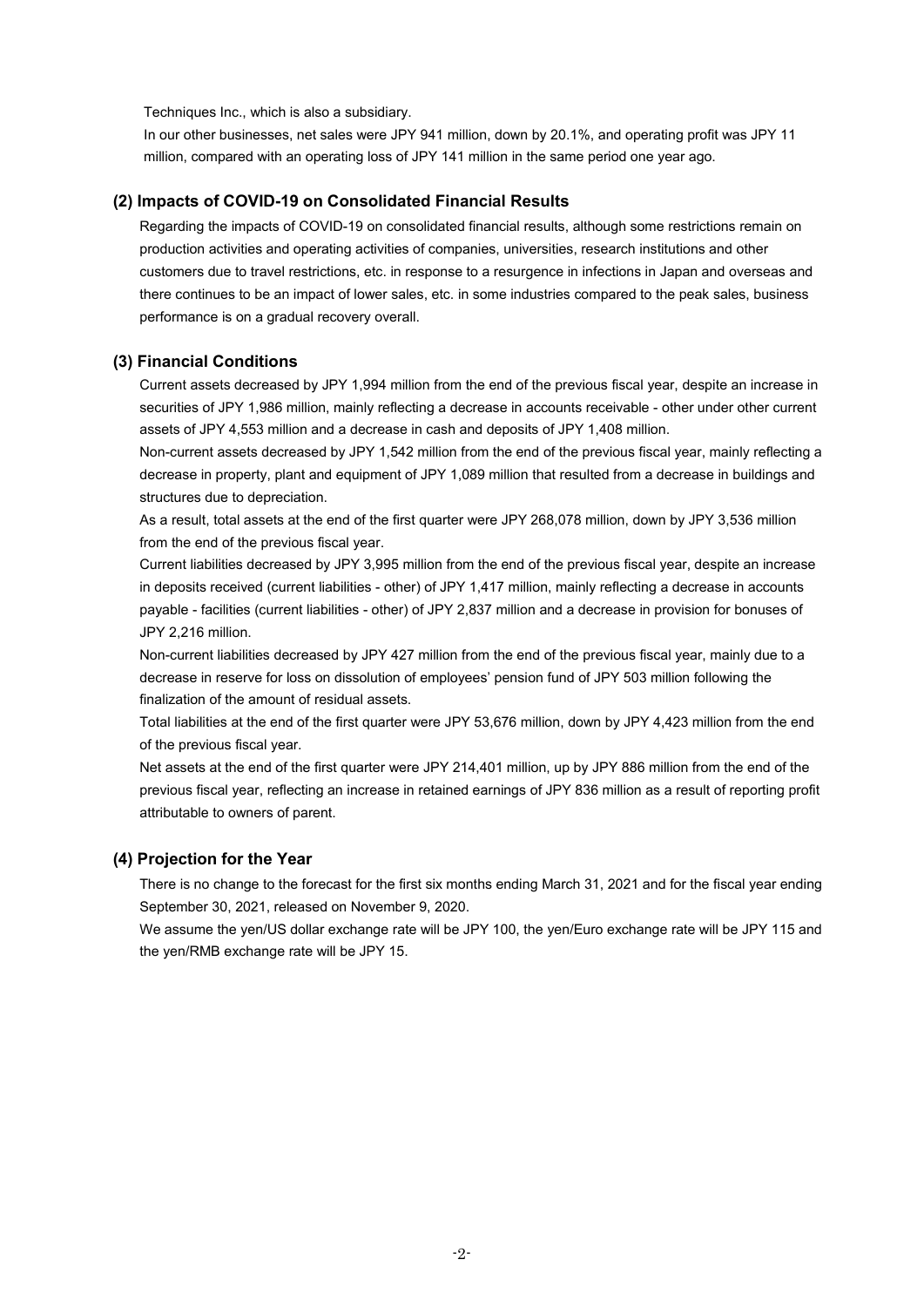Techniques Inc., which is also a subsidiary.

In our other businesses, net sales were JPY 941 million, down by 20.1%, and operating profit was JPY 11 million, compared with an operating loss of JPY 141 million in the same period one year ago.

### (2) Impacts of COVID-19 on Consolidated Financial Results

Regarding the impacts of COVID-19 on consolidated financial results, although some restrictions remain on production activities and operating activities of companies, universities, research institutions and other customers due to travel restrictions, etc. in response to a resurgence in infections in Japan and overseas and there continues to be an impact of lower sales, etc. in some industries compared to the peak sales, business performance is on a gradual recovery overall.

### (3) Financial Conditions

Current assets decreased by JPY 1,994 million from the end of the previous fiscal year, despite an increase in securities of JPY 1,986 million, mainly reflecting a decrease in accounts receivable - other under other current assets of JPY 4,553 million and a decrease in cash and deposits of JPY 1,408 million.

Non-current assets decreased by JPY 1,542 million from the end of the previous fiscal year, mainly reflecting a decrease in property, plant and equipment of JPY 1,089 million that resulted from a decrease in buildings and structures due to depreciation.

As a result, total assets at the end of the first quarter were JPY 268,078 million, down by JPY 3,536 million from the end of the previous fiscal year.

Current liabilities decreased by JPY 3,995 million from the end of the previous fiscal year, despite an increase in deposits received (current liabilities - other) of JPY 1,417 million, mainly reflecting a decrease in accounts payable - facilities (current liabilities - other) of JPY 2,837 million and a decrease in provision for bonuses of JPY 2,216 million.

Non-current liabilities decreased by JPY 427 million from the end of the previous fiscal year, mainly due to a decrease in reserve for loss on dissolution of employees' pension fund of JPY 503 million following the finalization of the amount of residual assets.

Total liabilities at the end of the first quarter were JPY 53,676 million, down by JPY 4,423 million from the end of the previous fiscal year.

Net assets at the end of the first quarter were JPY 214,401 million, up by JPY 886 million from the end of the previous fiscal year, reflecting an increase in retained earnings of JPY 836 million as a result of reporting profit attributable to owners of parent.

### (4) Projection for the Year

There is no change to the forecast for the first six months ending March 31, 2021 and for the fiscal year ending September 30, 2021, released on November 9, 2020.

We assume the yen/US dollar exchange rate will be JPY 100, the yen/Euro exchange rate will be JPY 115 and the yen/RMB exchange rate will be JPY 15.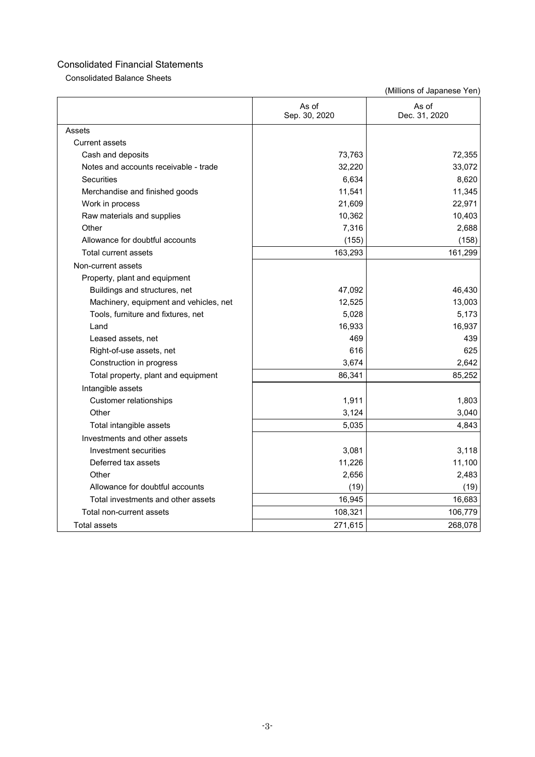# Consolidated Financial Statements

## Consolidated Balance Sheets

(Millions of Japanese Yen)

| | As of Sep. 30, 2020 | As of Dec. 31, 2020 |
|---|---|---|
| Assets | | |
| Current assets | | |
| Cash and deposits | 73,763 | 72,355 |
| Notes and accounts receivable - trade | 32,220 | 33,072 |
| Securities | 6,634 | 8,620 |
| Merchandise and finished goods | 11,541 | 11,345 |
| Work in process | 21,609 | 22,971 |
| Raw materials and supplies | 10,362 | 10,403 |
| Other | 7,316 | 2,688 |
| Allowance for doubtful accounts | (155) | (158) |
| Total current assets | 163,293 | 161,299 |
| Non-current assets | | |
| Property, plant and equipment | | |
| Buildings and structures, net | 47,092 | 46,430 |
| Machinery, equipment and vehicles, net | 12,525 | 13,003 |
| Tools, furniture and fixtures, net | 5,028 | 5,173 |
| Land | 16,933 | 16,937 |
| Leased assets, net | 469 | 439 |
| Right-of-use assets, net | 616 | 625 |
| Construction in progress | 3,674 | 2,642 |
| Total property, plant and equipment | 86,341 | 85,252 |
| Intangible assets | | |
| Customer relationships | 1,911 | 1,803 |
| Other | 3,124 | 3,040 |
| Total intangible assets | 5,035 | 4,843 |
| Investments and other assets | | |
| Investment securities | 3,081 | 3,118 |
| Deferred tax assets | 11,226 | 11,100 |
| Other | 2,656 | 2,483 |
| Allowance for doubtful accounts | (19) | (19) |
| Total investments and other assets | 16,945 | 16,683 |
| Total non-current assets | 108,321 | 106,779 |
| Total assets | 271,615 | 268,078 |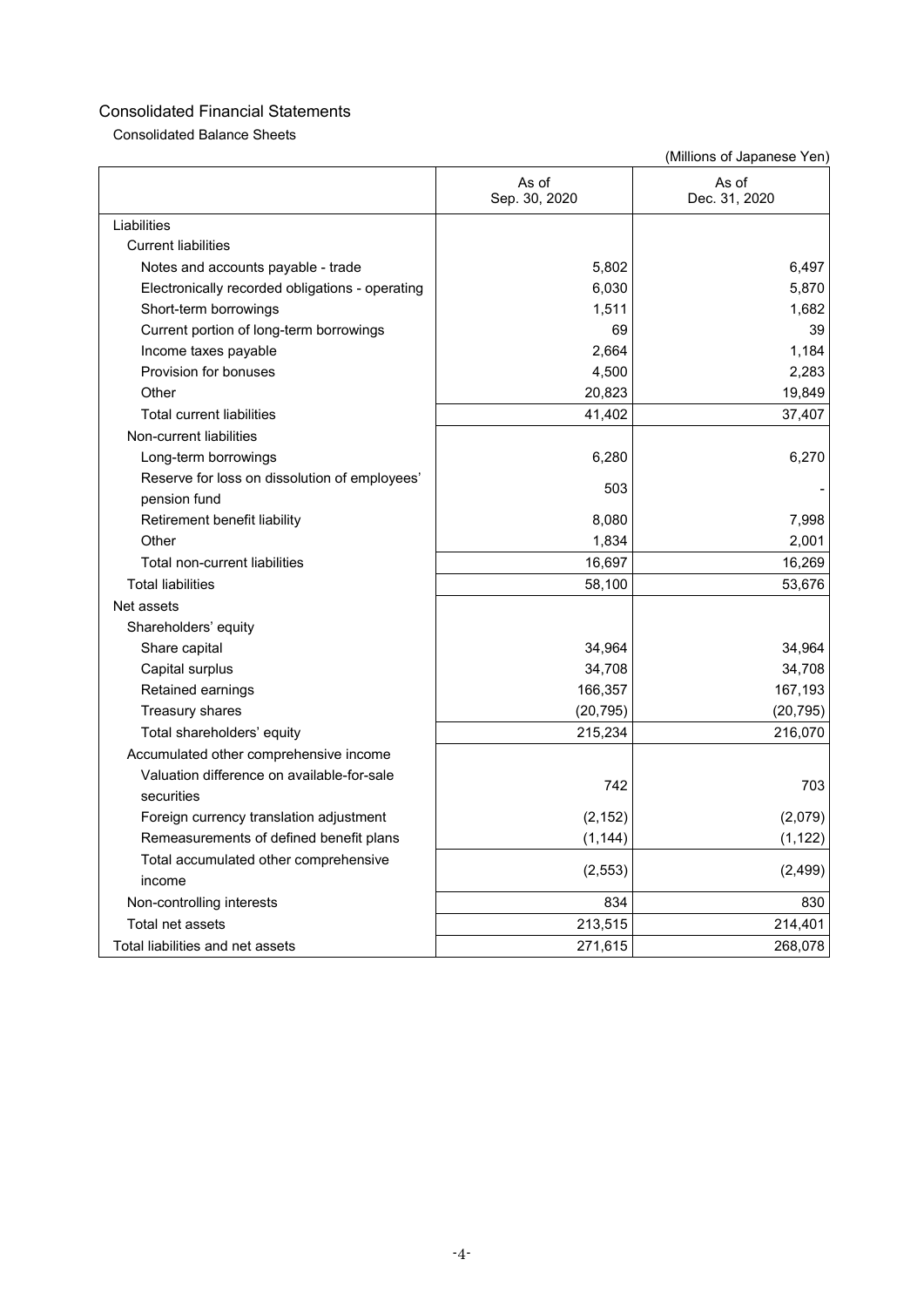## Consolidated Financial Statements

### Consolidated Balance Sheets

(Millions of Japanese Yen)

| | As of Sep. 30, 2020 | As of Dec. 31, 2020 |
|---|---|---|
| Liabilities | | |
| Current liabilities | | |
| Notes and accounts payable - trade | 5,802 | 6,497 |
| Electronically recorded obligations - operating | 6,030 | 5,870 |
| Short-term borrowings | 1,511 | 1,682 |
| Current portion of long-term borrowings | 69 | 39 |
| Income taxes payable | 2,664 | 1,184 |
| Provision for bonuses | 4,500 | 2,283 |
| Other | 20,823 | 19,849 |
| Total current liabilities | 41,402 | 37,407 |
| Non-current liabilities | | |
| Long-term borrowings | 6,280 | 6,270 |
| Reserve for loss on dissolution of employees' pension fund | 503 | - |
| Retirement benefit liability | 8,080 | 7,998 |
| Other | 1,834 | 2,001 |
| Total non-current liabilities | 16,697 | 16,269 |
| Total liabilities | 58,100 | 53,676 |
| Net assets | | |
| Shareholders' equity | | |
| Share capital | 34,964 | 34,964 |
| Capital surplus | 34,708 | 34,708 |
| Retained earnings | 166,357 | 167,193 |
| Treasury shares | (20,795) | (20,795) |
| Total shareholders' equity | 215,234 | 216,070 |
| Accumulated other comprehensive income | | |
| Valuation difference on available-for-sale securities | 742 | 703 |
| Foreign currency translation adjustment | (2,152) | (2,079) |
| Remeasurements of defined benefit plans | (1,144) | (1,122) |
| Total accumulated other comprehensive income | (2,553) | (2,499) |
| Non-controlling interests | 834 | 830 |
| Total net assets | 213,515 | 214,401 |
| Total liabilities and net assets | 271,615 | 268,078 |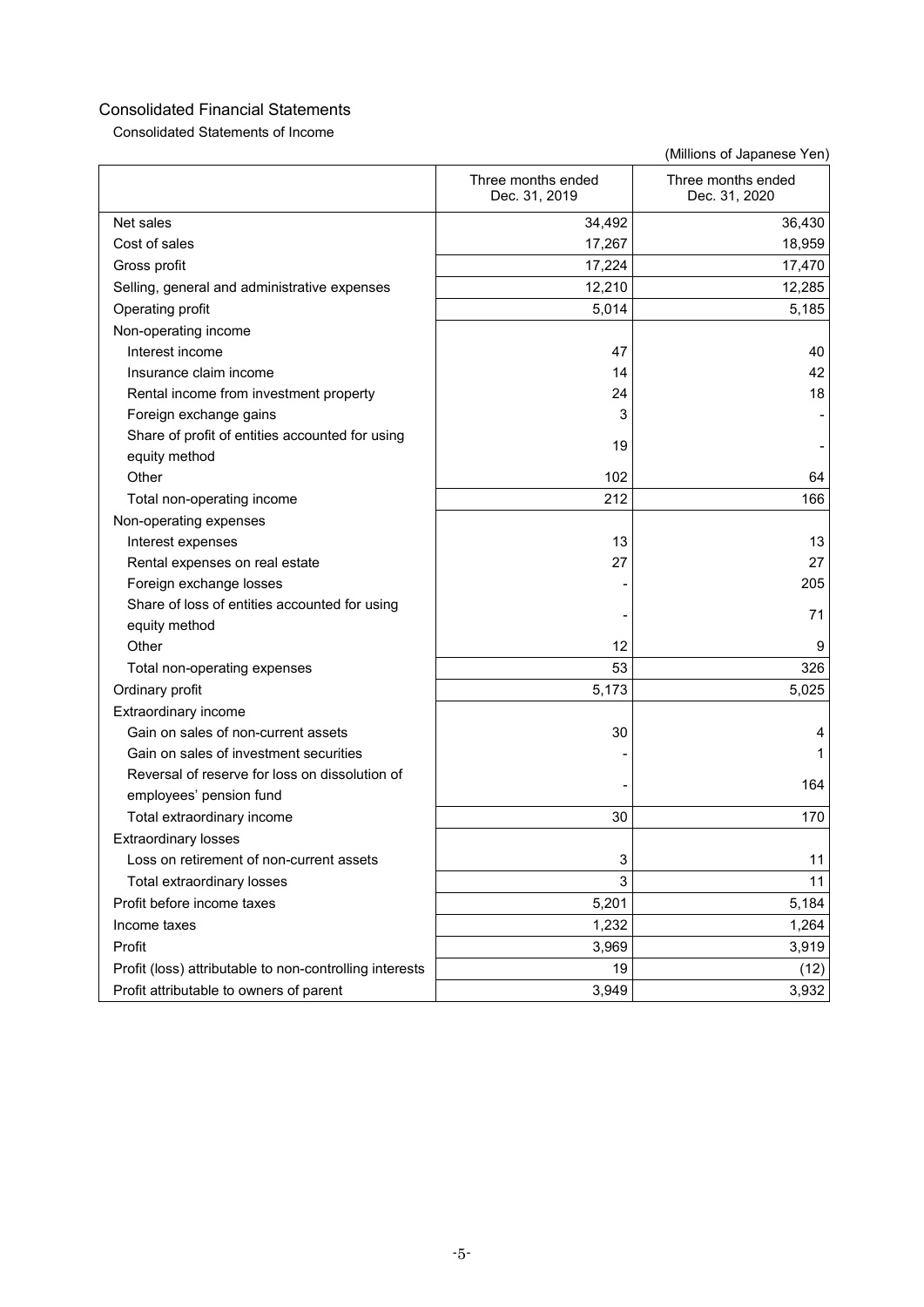## Consolidated Financial Statements

### Consolidated Statements of Income

(Millions of Japanese Yen)

| | Three months ended Dec. 31, 2019 | Three months ended Dec. 31, 2020 |
|---|---|---|
| Net sales | 34,492 | 36,430 |
| Cost of sales | 17,267 | 18,959 |
| Gross profit | 17,224 | 17,470 |
| Selling, general and administrative expenses | 12,210 | 12,285 |
| Operating profit | 5,014 | 5,185 |
| Non-operating income | | |
| Interest income | 47 | 40 |
| Insurance claim income | 14 | 42 |
| Rental income from investment property | 24 | 18 |
| Foreign exchange gains | 3 | - |
| Share of profit of entities accounted for using equity method | 19 | - |
| Other | 102 | 64 |
| Total non-operating income | 212 | 166 |
| Non-operating expenses | | |
| Interest expenses | 13 | 13 |
| Rental expenses on real estate | 27 | 27 |
| Foreign exchange losses | - | 205 |
| Share of loss of entities accounted for using equity method | - | 71 |
| Other | 12 | 9 |
| Total non-operating expenses | 53 | 326 |
| Ordinary profit | 5,173 | 5,025 |
| Extraordinary income | | |
| Gain on sales of non-current assets | 30 | 4 |
| Gain on sales of investment securities | - | 1 |
| Reversal of reserve for loss on dissolution of employees' pension fund | - | 164 |
| Total extraordinary income | 30 | 170 |
| Extraordinary losses | | |
| Loss on retirement of non-current assets | 3 | 11 |
| Total extraordinary losses | 3 | 11 |
| Profit before income taxes | 5,201 | 5,184 |
| Income taxes | 1,232 | 1,264 |
| Profit | 3,969 | 3,919 |
| Profit (loss) attributable to non-controlling interests | 19 | (12) |
| Profit attributable to owners of parent | 3,949 | 3,932 |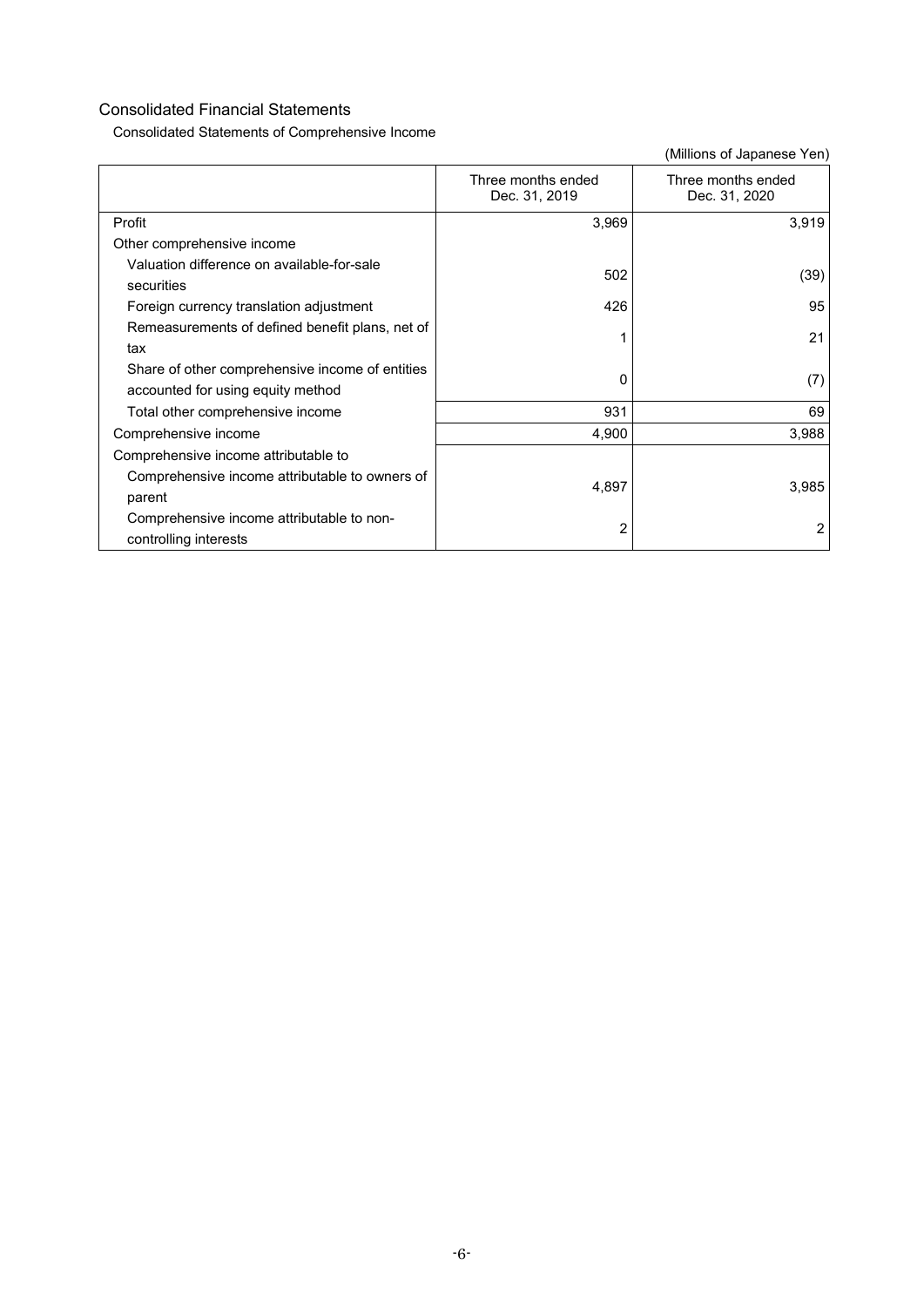## Consolidated Financial Statements

### Consolidated Statements of Comprehensive Income

(Millions of Japanese Yen)

| | Three months ended Dec. 31, 2019 | Three months ended Dec. 31, 2020 |
|---|---|---|
| Profit | 3,969 | 3,919 |
| Other comprehensive income | | |
| Valuation difference on available-for-sale securities | 502 | (39) |
| Foreign currency translation adjustment | 426 | 95 |
| Remeasurements of defined benefit plans, net of tax | 1 | 21 |
| Share of other comprehensive income of entities accounted for using equity method | 0 | (7) |
| Total other comprehensive income | 931 | 69 |
| Comprehensive income | 4,900 | 3,988 |
| Comprehensive income attributable to | | |
| Comprehensive income attributable to owners of parent | 4,897 | 3,985 |
| Comprehensive income attributable to non-controlling interests | 2 | 2 |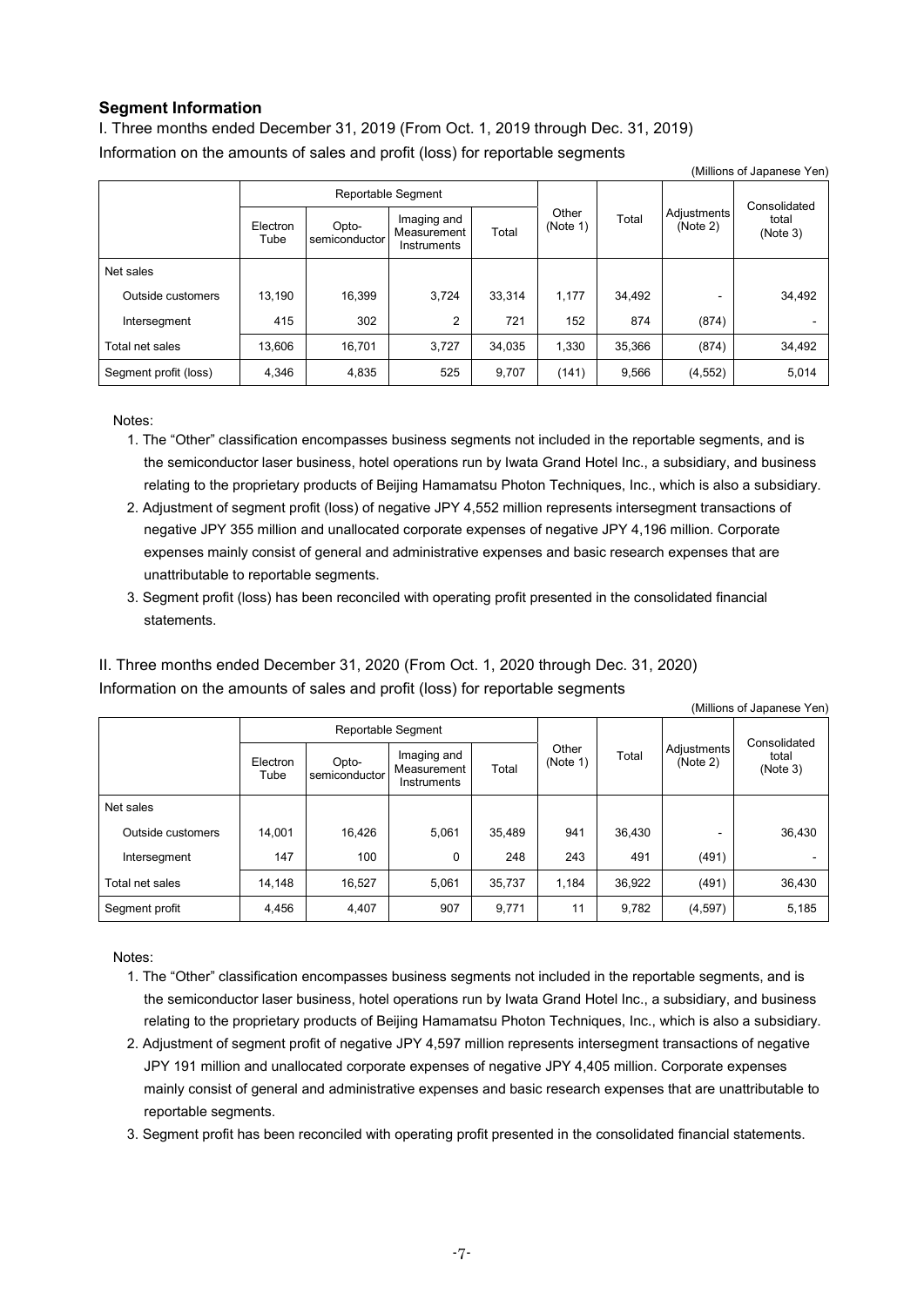## Segment Information

I. Three months ended December 31, 2019 (From Oct. 1, 2019 through Dec. 31, 2019)

Information on the amounts of sales and profit (loss) for reportable segments

(Millions of Japanese Yen)

| | Reportable Segment | | | | Other (Note 1) | Total | Adjustments (Note 2) | Consolidated total (Note 3) |
|---|---|---|---|---|---|---|---|---|
| | Electron Tube | Opto-semiconductor | Imaging and Measurement Instruments | Total | | | | |
| Net sales | | | | | | | | |
| Outside customers | 13,190 | 16,399 | 3,724 | 33,314 | 1,177 | 34,492 | - | 34,492 |
| Intersegment | 415 | 302 | 2 | 721 | 152 | 874 | (874) | - |
| Total net sales | 13,606 | 16,701 | 3,727 | 34,035 | 1,330 | 35,366 | (874) | 34,492 |
| Segment profit (loss) | 4,346 | 4,835 | 525 | 9,707 | (141) | 9,566 | (4,552) | 5,014 |

Notes:

1. The "Other" classification encompasses business segments not included in the reportable segments, and is the semiconductor laser business, hotel operations run by Iwata Grand Hotel Inc., a subsidiary, and business relating to the proprietary products of Beijing Hamamatsu Photon Techniques, Inc., which is also a subsidiary.
2. Adjustment of segment profit (loss) of negative JPY 4,552 million represents intersegment transactions of negative JPY 355 million and unallocated corporate expenses of negative JPY 4,196 million. Corporate expenses mainly consist of general and administrative expenses and basic research expenses that are unattributable to reportable segments.
3. Segment profit (loss) has been reconciled with operating profit presented in the consolidated financial statements.

II. Three months ended December 31, 2020 (From Oct. 1, 2020 through Dec. 31, 2020)

Information on the amounts of sales and profit (loss) for reportable segments

(Millions of Japanese Yen)

| | Reportable Segment | | | | Other (Note 1) | Total | Adjustments (Note 2) | Consolidated total (Note 3) |
|---|---|---|---|---|---|---|---|---|
| | Electron Tube | Opto-semiconductor | Imaging and Measurement Instruments | Total | | | | |
| Net sales | | | | | | | | |
| Outside customers | 14,001 | 16,426 | 5,061 | 35,489 | 941 | 36,430 | - | 36,430 |
| Intersegment | 147 | 100 | 0 | 248 | 243 | 491 | (491) | - |
| Total net sales | 14,148 | 16,527 | 5,061 | 35,737 | 1,184 | 36,922 | (491) | 36,430 |
| Segment profit | 4,456 | 4,407 | 907 | 9,771 | 11 | 9,782 | (4,597) | 5,185 |

Notes:

1. The "Other" classification encompasses business segments not included in the reportable segments, and is the semiconductor laser business, hotel operations run by Iwata Grand Hotel Inc., a subsidiary, and business relating to the proprietary products of Beijing Hamamatsu Photon Techniques, Inc., which is also a subsidiary.
2. Adjustment of segment profit of negative JPY 4,597 million represents intersegment transactions of negative JPY 191 million and unallocated corporate expenses of negative JPY 4,405 million. Corporate expenses mainly consist of general and administrative expenses and basic research expenses that are unattributable to reportable segments.
3. Segment profit has been reconciled with operating profit presented in the consolidated financial statements.